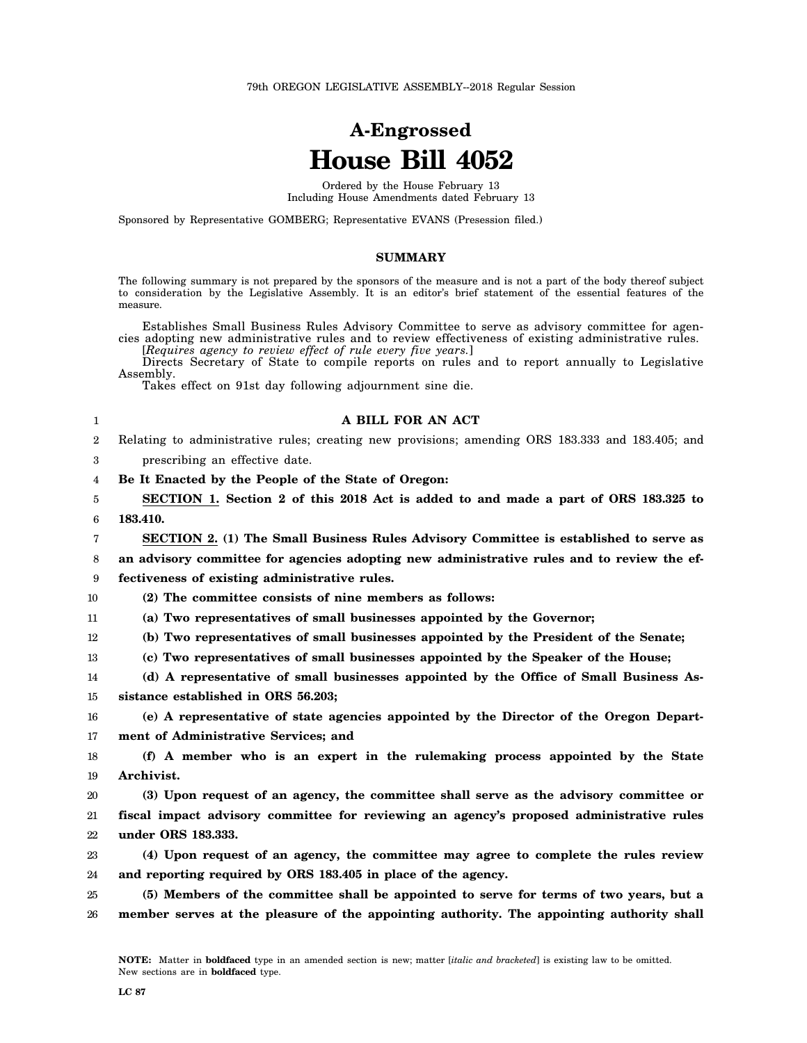79th OREGON LEGISLATIVE ASSEMBLY--2018 Regular Session

# A-Engrossed
# House Bill 4052

Ordered by the House February 13
Including House Amendments dated February 13

Sponsored by Representative GOMBERG; Representative EVANS (Presession filed.)

## SUMMARY

The following summary is not prepared by the sponsors of the measure and is not a part of the body thereof subject to consideration by the Legislative Assembly. It is an editor's brief statement of the essential features of the measure.

Establishes Small Business Rules Advisory Committee to serve as advisory committee for agencies adopting new administrative rules and to review effectiveness of existing administrative rules.
[*Requires agency to review effect of rule every five years.*]
Directs Secretary of State to compile reports on rules and to report annually to Legislative Assembly.
Takes effect on 91st day following adjournment sine die.

**A BILL FOR AN ACT**

Relating to administrative rules; creating new provisions; amending ORS 183.333 and 183.405; and prescribing an effective date.

**Be It Enacted by the People of the State of Oregon:**

**SECTION 1. Section 2 of this 2018 Act is added to and made a part of ORS 183.325 to 183.410.**

**SECTION 2. (1) The Small Business Rules Advisory Committee is established to serve as an advisory committee for agencies adopting new administrative rules and to review the effectiveness of existing administrative rules.**

**(2) The committee consists of nine members as follows:**

**(a) Two representatives of small businesses appointed by the Governor;**

**(b) Two representatives of small businesses appointed by the President of the Senate;**

**(c) Two representatives of small businesses appointed by the Speaker of the House;**

**(d) A representative of small businesses appointed by the Office of Small Business Assistance established in ORS 56.203;**

**(e) A representative of state agencies appointed by the Director of the Oregon Department of Administrative Services; and**

**(f) A member who is an expert in the rulemaking process appointed by the State Archivist.**

**(3) Upon request of an agency, the committee shall serve as the advisory committee or fiscal impact advisory committee for reviewing an agency's proposed administrative rules under ORS 183.333.**

**(4) Upon request of an agency, the committee may agree to complete the rules review and reporting required by ORS 183.405 in place of the agency.**

**(5) Members of the committee shall be appointed to serve for terms of two years, but a member serves at the pleasure of the appointing authority. The appointing authority shall**

**NOTE:** Matter in **boldfaced** type in an amended section is new; matter [*italic and bracketed*] is existing law to be omitted. New sections are in **boldfaced** type.

LC 87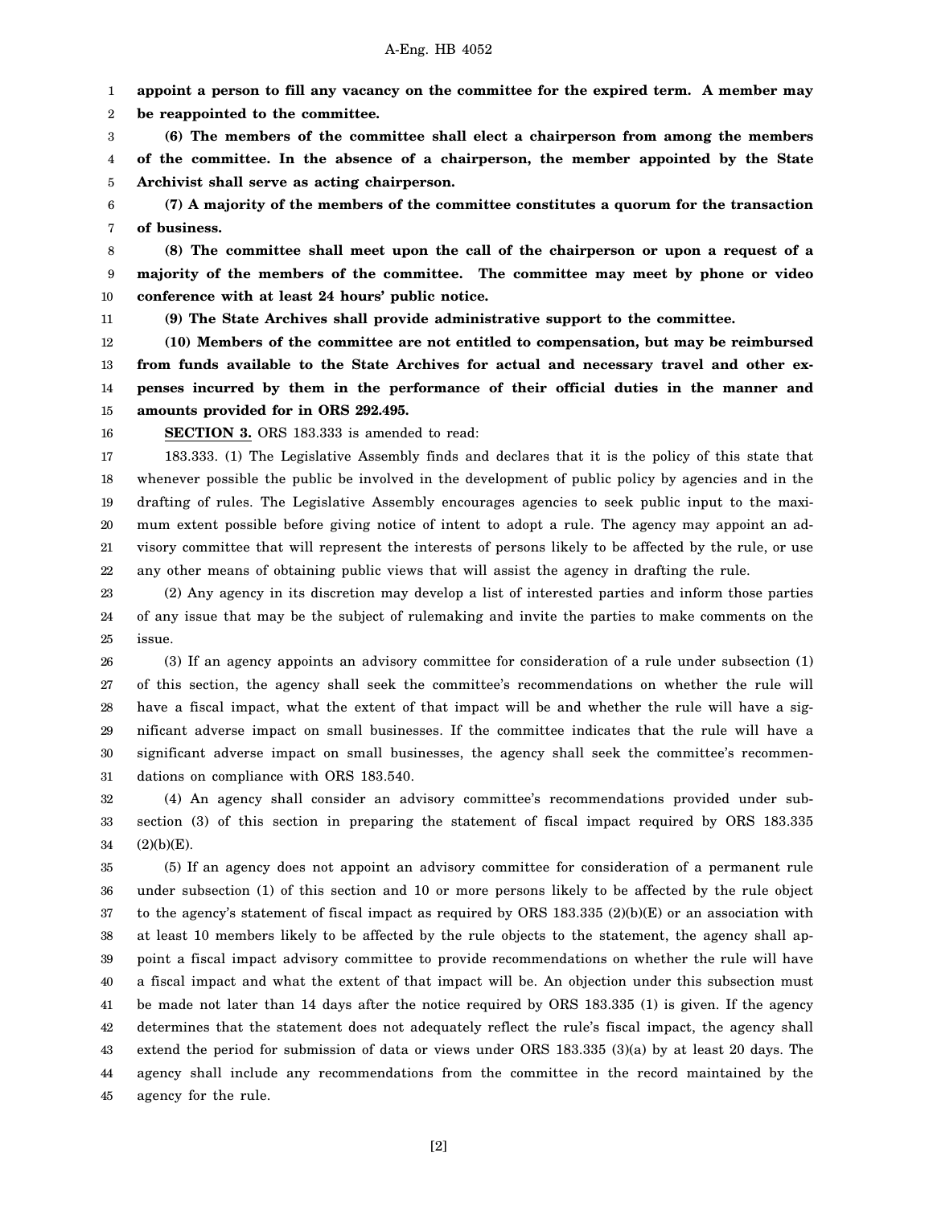**appoint a person to fill any vacancy on the committee for the expired term. A member may be reappointed to the committee.**

**(6) The members of the committee shall elect a chairperson from among the members of the committee. In the absence of a chairperson, the member appointed by the State Archivist shall serve as acting chairperson.**

**(7) A majority of the members of the committee constitutes a quorum for the transaction of business.**

**(8) The committee shall meet upon the call of the chairperson or upon a request of a majority of the members of the committee. The committee may meet by phone or video conference with at least 24 hours' public notice.**

**(9) The State Archives shall provide administrative support to the committee.**

**(10) Members of the committee are not entitled to compensation, but may be reimbursed from funds available to the State Archives for actual and necessary travel and other expenses incurred by them in the performance of their official duties in the manner and amounts provided for in ORS 292.495.**

**SECTION 3.** ORS 183.333 is amended to read:

183.333. (1) The Legislative Assembly finds and declares that it is the policy of this state that whenever possible the public be involved in the development of public policy by agencies and in the drafting of rules. The Legislative Assembly encourages agencies to seek public input to the maximum extent possible before giving notice of intent to adopt a rule. The agency may appoint an advisory committee that will represent the interests of persons likely to be affected by the rule, or use any other means of obtaining public views that will assist the agency in drafting the rule.

(2) Any agency in its discretion may develop a list of interested parties and inform those parties of any issue that may be the subject of rulemaking and invite the parties to make comments on the issue.

(3) If an agency appoints an advisory committee for consideration of a rule under subsection (1) of this section, the agency shall seek the committee's recommendations on whether the rule will have a fiscal impact, what the extent of that impact will be and whether the rule will have a significant adverse impact on small businesses. If the committee indicates that the rule will have a significant adverse impact on small businesses, the agency shall seek the committee's recommendations on compliance with ORS 183.540.

(4) An agency shall consider an advisory committee's recommendations provided under subsection (3) of this section in preparing the statement of fiscal impact required by ORS 183.335 (2)(b)(E).

(5) If an agency does not appoint an advisory committee for consideration of a permanent rule under subsection (1) of this section and 10 or more persons likely to be affected by the rule object to the agency's statement of fiscal impact as required by ORS 183.335 (2)(b)(E) or an association with at least 10 members likely to be affected by the rule objects to the statement, the agency shall appoint a fiscal impact advisory committee to provide recommendations on whether the rule will have a fiscal impact and what the extent of that impact will be. An objection under this subsection must be made not later than 14 days after the notice required by ORS 183.335 (1) is given. If the agency determines that the statement does not adequately reflect the rule's fiscal impact, the agency shall extend the period for submission of data or views under ORS 183.335 (3)(a) by at least 20 days. The agency shall include any recommendations from the committee in the record maintained by the agency for the rule.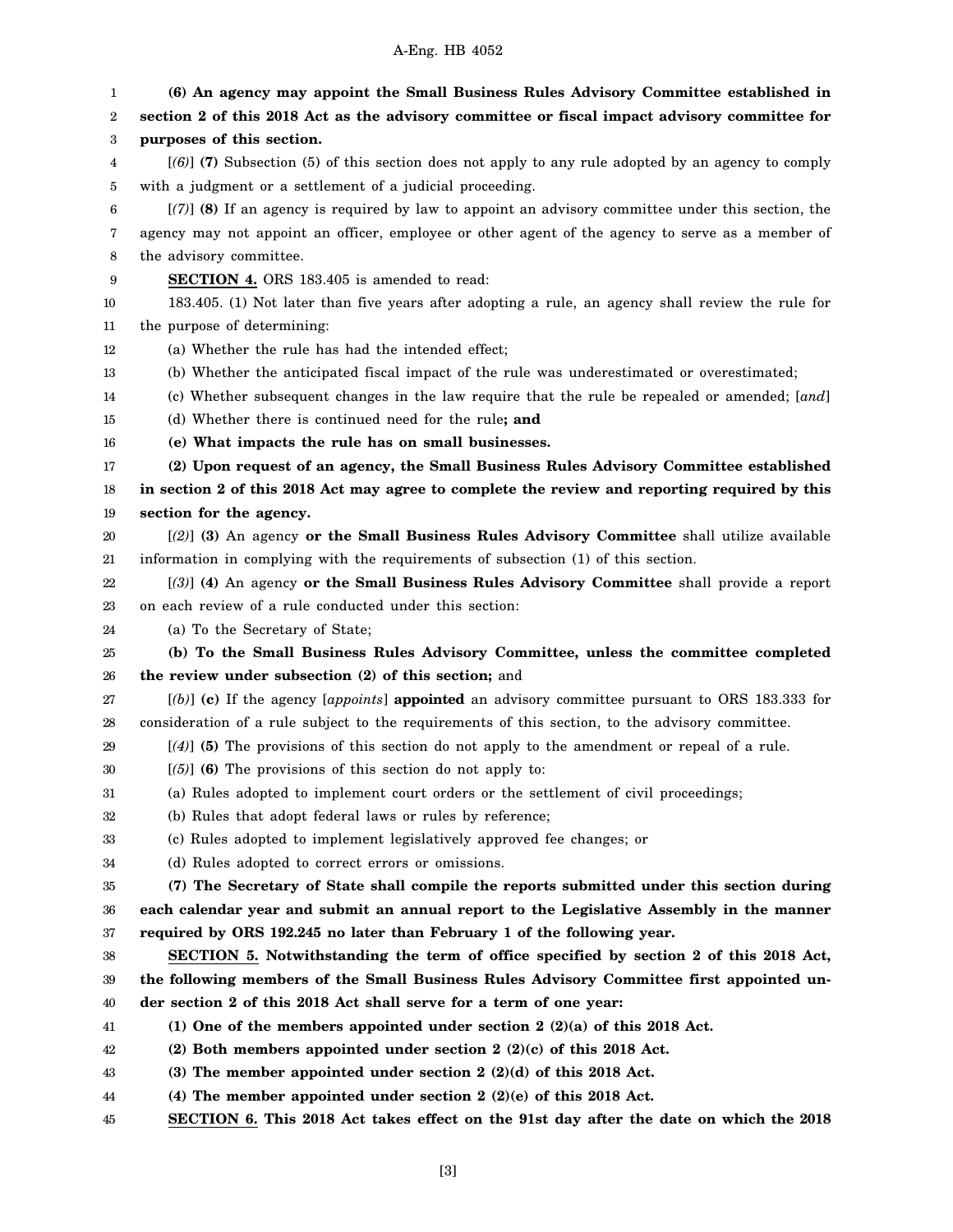**(6) An agency may appoint the Small Business Rules Advisory Committee established in section 2 of this 2018 Act as the advisory committee or fiscal impact advisory committee for purposes of this section.**

[*(6)*] **(7)** Subsection (5) of this section does not apply to any rule adopted by an agency to comply with a judgment or a settlement of a judicial proceeding.

[*(7)*] **(8)** If an agency is required by law to appoint an advisory committee under this section, the agency may not appoint an officer, employee or other agent of the agency to serve as a member of the advisory committee.

**SECTION 4.** ORS 183.405 is amended to read:

183.405. (1) Not later than five years after adopting a rule, an agency shall review the rule for the purpose of determining:

(a) Whether the rule has had the intended effect;

(b) Whether the anticipated fiscal impact of the rule was underestimated or overestimated;

(c) Whether subsequent changes in the law require that the rule be repealed or amended; [*and*]

(d) Whether there is continued need for the rule**; and**

**(e) What impacts the rule has on small businesses.**

**(2) Upon request of an agency, the Small Business Rules Advisory Committee established in section 2 of this 2018 Act may agree to complete the review and reporting required by this section for the agency.**

[*(2)*] **(3)** An agency **or the Small Business Rules Advisory Committee** shall utilize available information in complying with the requirements of subsection (1) of this section.

[*(3)*] **(4)** An agency **or the Small Business Rules Advisory Committee** shall provide a report on each review of a rule conducted under this section:

(a) To the Secretary of State;

**(b) To the Small Business Rules Advisory Committee, unless the committee completed the review under subsection (2) of this section;** and

[*(b)*] **(c)** If the agency [*appoints*] **appointed** an advisory committee pursuant to ORS 183.333 for consideration of a rule subject to the requirements of this section, to the advisory committee.

[*(4)*] **(5)** The provisions of this section do not apply to the amendment or repeal of a rule.

[*(5)*] **(6)** The provisions of this section do not apply to:

(a) Rules adopted to implement court orders or the settlement of civil proceedings;

(b) Rules that adopt federal laws or rules by reference;

(c) Rules adopted to implement legislatively approved fee changes; or

(d) Rules adopted to correct errors or omissions.

**(7) The Secretary of State shall compile the reports submitted under this section during each calendar year and submit an annual report to the Legislative Assembly in the manner required by ORS 192.245 no later than February 1 of the following year.**

**SECTION 5. Notwithstanding the term of office specified by section 2 of this 2018 Act, the following members of the Small Business Rules Advisory Committee first appointed under section 2 of this 2018 Act shall serve for a term of one year:**

**(1) One of the members appointed under section 2 (2)(a) of this 2018 Act.**

**(2) Both members appointed under section 2 (2)(c) of this 2018 Act.**

**(3) The member appointed under section 2 (2)(d) of this 2018 Act.**

**(4) The member appointed under section 2 (2)(e) of this 2018 Act.**

**SECTION 6. This 2018 Act takes effect on the 91st day after the date on which the 2018**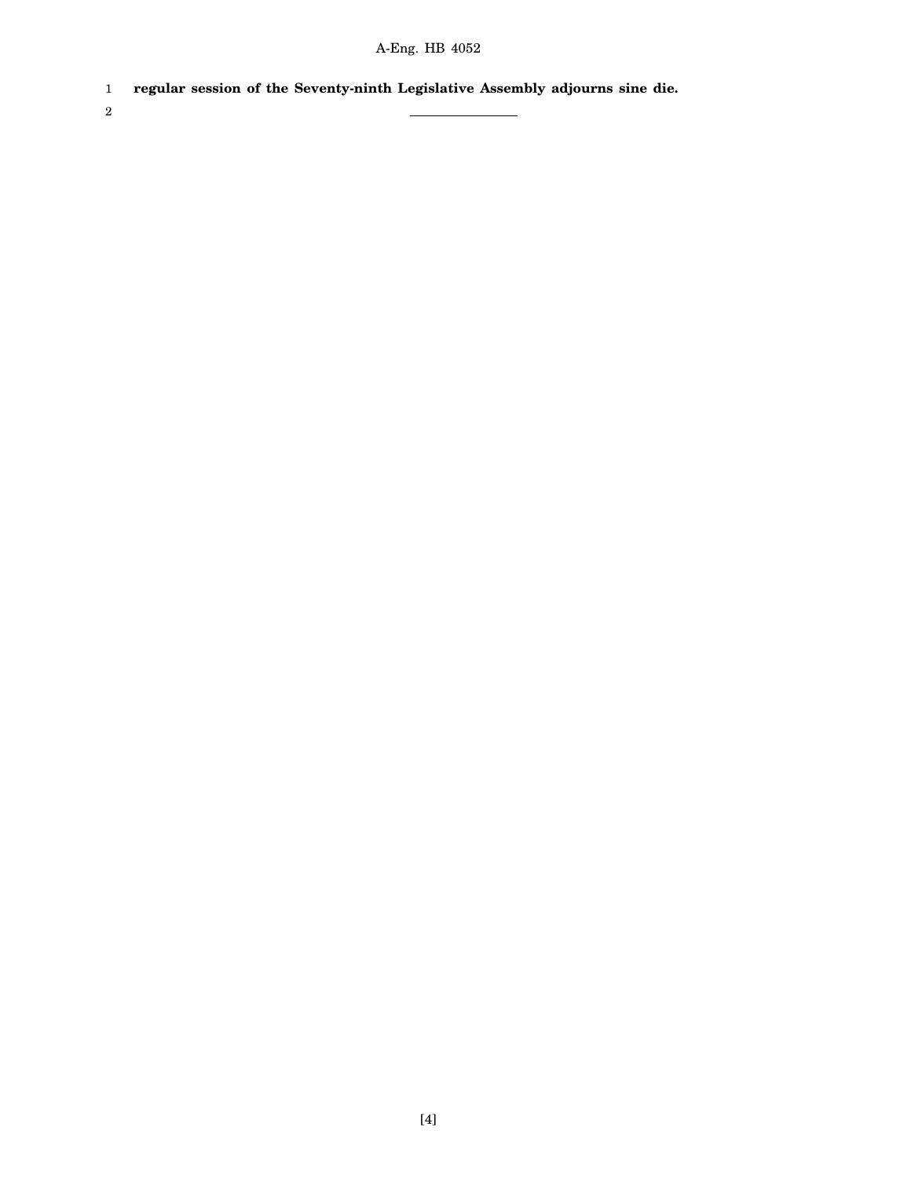**regular session of the Seventy-ninth Legislative Assembly adjourns sine die.**

---